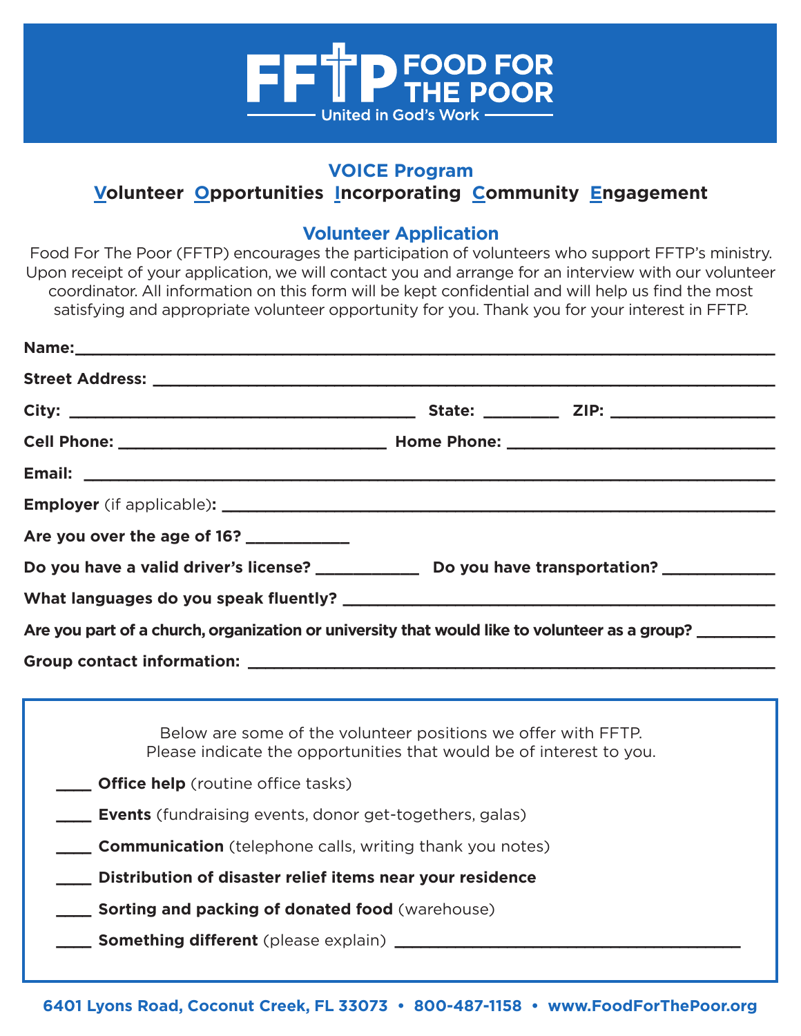# FFTP FOOD FOR THE POOR

United in God's Work

## VOICE Program

**Volunteer Opportunities Incorporating Community Engagement**

## Volunteer Application

Food For The Poor (FFTP) encourages the participation of volunteers who support FFTP's ministry. Upon receipt of your application, we will contact you and arrange for an interview with our volunteer coordinator. All information on this form will be kept confidential and will help us find the most satisfying and appropriate volunteer opportunity for you. Thank you for your interest in FFTP.

**Name:**______________________________________________________________________

**Street Address:** ______________________________________________________________

**City:** ______________________________ **State:** ________ **ZIP:** ________________

**Cell Phone:** _________________________ **Home Phone:** _________________________

**Email:** ______________________________________________________________________

**Employer** (if applicable)**:** _____________________________________________________

**Are you over the age of 16?** __________

**Do you have a valid driver's license?** __________ **Do you have transportation?** __________

**What languages do you speak fluently?** ____________________________________________

**Are you part of a church, organization or university that would like to volunteer as a group?** ________

**Group contact information:** ______________________________________________________

Below are some of the volunteer positions we offer with FFTP.
Please indicate the opportunities that would be of interest to you.

____ **Office help** (routine office tasks)

____ **Events** (fundraising events, donor get-togethers, galas)

____ **Communication** (telephone calls, writing thank you notes)

____ **Distribution of disaster relief items near your residence**

____ **Sorting and packing of donated food** (warehouse)

____ **Something different** (please explain) ______________________________

**6401 Lyons Road, Coconut Creek, FL 33073 • 800-487-1158 • www.FoodForThePoor.org**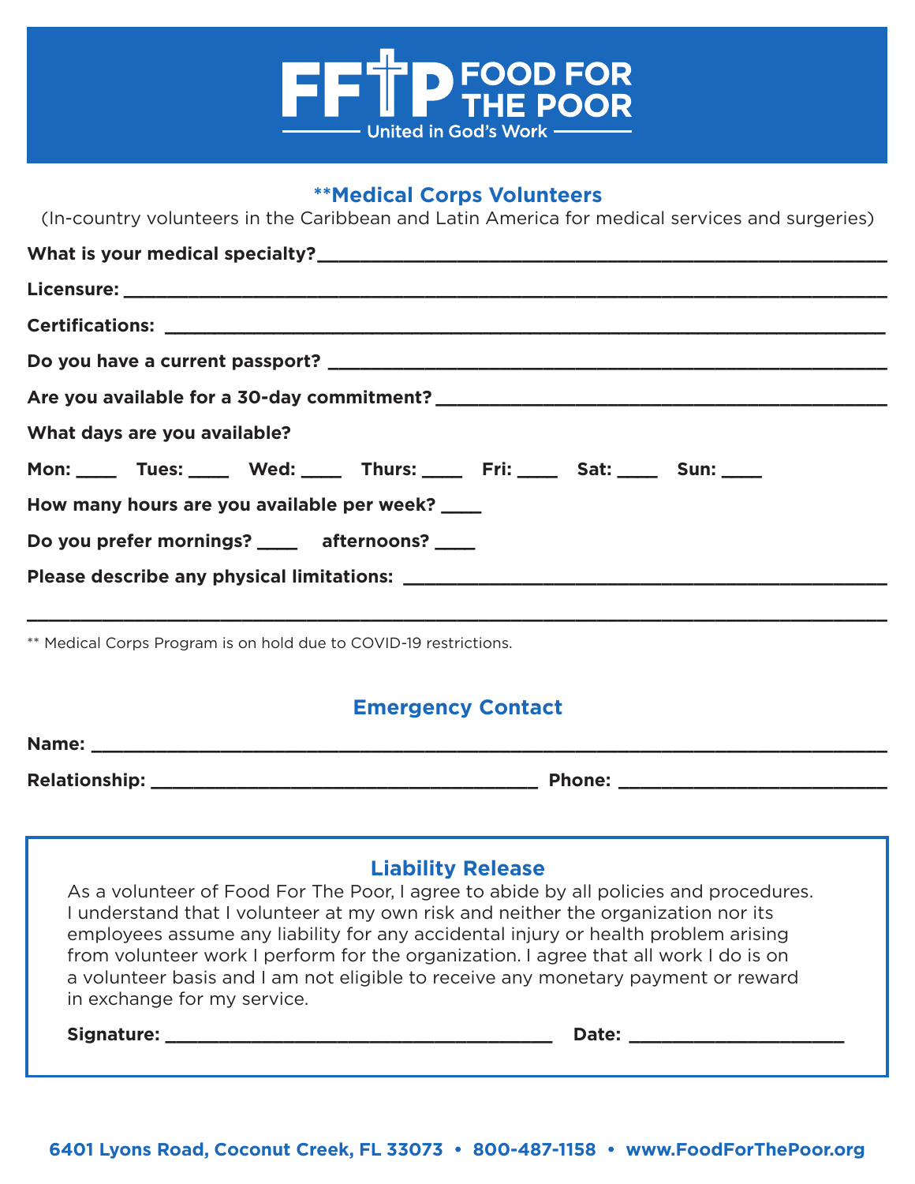# FFTP FOOD FOR THE POOR

United in God's Work

## **Medical Corps Volunteers

(In-country volunteers in the Caribbean and Latin America for medical services and surgeries)

**What is your medical specialty?**\_\_\_\_\_\_\_\_\_\_\_\_\_\_\_\_\_\_\_\_\_\_\_\_\_\_\_\_\_\_\_\_\_\_\_\_\_\_\_\_\_\_

**Licensure:** \_\_\_\_\_\_\_\_\_\_\_\_\_\_\_\_\_\_\_\_\_\_\_\_\_\_\_\_\_\_\_\_\_\_\_\_\_\_\_\_\_\_\_\_\_\_\_\_\_\_\_\_

**Certifications:** \_\_\_\_\_\_\_\_\_\_\_\_\_\_\_\_\_\_\_\_\_\_\_\_\_\_\_\_\_\_\_\_\_\_\_\_\_\_\_\_\_\_\_\_\_\_\_\_\_\_

**Do you have a current passport?** \_\_\_\_\_\_\_\_\_\_\_\_\_\_\_\_\_\_\_\_\_\_\_\_\_\_\_\_\_\_\_\_\_\_\_\_\_\_\_\_

**Are you available for a 30-day commitment?** \_\_\_\_\_\_\_\_\_\_\_\_\_\_\_\_\_\_\_\_\_\_\_\_\_\_\_\_\_\_\_\_\_\_

**What days are you available?**

**Mon:** \_\_\_\_ **Tues:** \_\_\_\_ **Wed:** \_\_\_\_ **Thurs:** \_\_\_\_ **Fri:** \_\_\_\_ **Sat:** \_\_\_\_ **Sun:** \_\_\_\_

**How many hours are you available per week?** \_\_\_\_

**Do you prefer mornings?** \_\_\_\_ **afternoons?** \_\_\_\_

**Please describe any physical limitations:** \_\_\_\_\_\_\_\_\_\_\_\_\_\_\_\_\_\_\_\_\_\_\_\_\_\_\_\_\_\_\_\_\_\_\_\_

\_\_\_\_\_\_\_\_\_\_\_\_\_\_\_\_\_\_\_\_\_\_\_\_\_\_\_\_\_\_\_\_\_\_\_\_\_\_\_\_\_\_\_\_\_\_\_\_\_\_\_\_\_\_\_\_\_\_\_\_\_\_\_\_\_\_\_\_

** Medical Corps Program is on hold due to COVID-19 restrictions.

## Emergency Contact

**Name:** \_\_\_\_\_\_\_\_\_\_\_\_\_\_\_\_\_\_\_\_\_\_\_\_\_\_\_\_\_\_\_\_\_\_\_\_\_\_\_\_\_\_\_\_\_\_\_\_\_\_\_\_\_\_\_\_\_\_\_

**Relationship:** \_\_\_\_\_\_\_\_\_\_\_\_\_\_\_\_\_\_\_\_\_\_\_\_\_\_\_\_\_\_ **Phone:** \_\_\_\_\_\_\_\_\_\_\_\_\_\_\_\_\_\_\_\_\_\_

## Liability Release

As a volunteer of Food For The Poor, I agree to abide by all policies and procedures. I understand that I volunteer at my own risk and neither the organization nor its employees assume any liability for any accidental injury or health problem arising from volunteer work I perform for the organization. I agree that all work I do is on a volunteer basis and I am not eligible to receive any monetary payment or reward in exchange for my service.

**Signature:** \_\_\_\_\_\_\_\_\_\_\_\_\_\_\_\_\_\_\_\_\_\_\_\_\_\_\_\_\_\_\_\_ **Date:** \_\_\_\_\_\_\_\_\_\_\_\_\_\_\_\_\_\_

**6401 Lyons Road, Coconut Creek, FL 33073 • 800-487-1158 • www.FoodForThePoor.org**